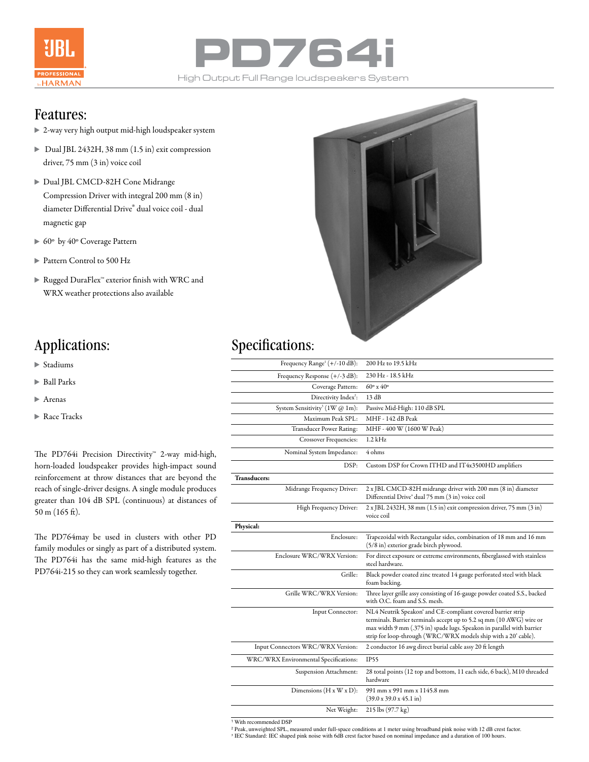# PD764i

High Output Full Range loudspeakers System

## Features:

- 2-way very high output mid-high loudspeaker system
- Dual JBL 2432H, 38 mm (1.5 in) exit compression driver, 75 mm (3 in) voice coil
- Dual JBL CMCD-82H Cone Midrange Compression Driver with integral 200 mm (8 in) diameter Differential Drive® dual voice coil - dual magnetic gap
- 60º by 40º Coverage Pattern
- Pattern Control to 500 Hz
- Rugged DuraFlex™ exterior finish with WRC and WRX weather protections also available

## Applications:

- Stadiums
- Ball Parks
- Arenas
- Race Tracks

The PD764i Precision Directivity™ 2-way mid-high, horn-loaded loudspeaker provides high-impact sound reinforcement at throw distances that are beyond the reach of single-driver designs. A single module produces greater than 104 dB SPL (continuous) at distances of 50 m (165 ft).

The PD764may be used in clusters with other PD family modules or singly as part of a distributed system. The PD764i has the same mid-high features as the PD764i-215 so they can work seamlessly together.

## Specifications:

| | |
|---|---|
| Frequency Range[1] (+/-10 dB): | 200 Hz to 19.5 kHz |
| Frequency Response (+/-3 dB): | 230 Hz - 18.5 kHz |
| Coverage Pattern: | 60º x 40º |
| Directivity Index[2]: | 13 dB |
| System Sensitivity[3] (1W @ 1m): | Passive Mid-High: 110 dB SPL |
| Maximum Peak SPL: | MHF - 142 dB Peak |
| Transducer Power Rating: | MHF - 400 W (1600 W Peak) |
| Crossover Frequencies: | 1.2 kHz |
| Nominal System Impedance: | 4 ohms |
| DSP: | Custom DSP for Crown ITHD and IT4x3500HD amplifiers |
| **Transducers:** | |
| Midrange Frequency Driver: | 2 x JBL CMCD-82H midrange driver with 200 mm (8 in) diameter Differential Drive® dual 75 mm (3 in) voice coil |
| High Frequency Driver: | 2 x JBL 2432H, 38 mm (1.5 in) exit compression driver, 75 mm (3 in) voice coil |
| **Physical:** | |
| Enclosure: | Trapezoidal with Rectangular sides, combination of 18 mm and 16 mm (5/8 in) exterior grade birch plywood. |
| Enclosure WRC/WRX Version: | For direct exposure or extreme environments, fiberglassed with stainless steel hardware. |
| Grille: | Black powder coated zinc treated 14 gauge perforated steel with black foam backing. |
| Grille WRC/WRX Version: | Three layer grille assy consisting of 16-gauge powder coated S.S., backed with O.C. foam and S.S. mesh. |
| Input Connector: | NL4 Neutrik Speakon® and CE-compliant covered barrier strip terminals. Barrier terminals accept up to 5.2 sq mm (10 AWG) wire or max width 9 mm (.375 in) spade lugs. Speakon in parallel with barrier strip for loop-through (WRC/WRX models ship with a 20' cable). |
| Input Connectors WRC/WRX Version: | 2 conductor 16 awg direct burial cable assy 20 ft length |
| WRC/WRX Environmental Specifications: | IP55 |
| Suspension Attachment: | 28 total points (12 top and bottom, 11 each side, 6 back), M10 threaded hardware |
| Dimensions (H x W x D): | 991 mm x 991 mm x 1145.8 mm (39.0 x 39.0 x 45.1 in) |
| Net Weight: | 215 lbs (97.7 kg) |

[1] With recommended DSP
[2] Peak, unweighted SPL, measured under full-space conditions at 1 meter using broadband pink noise with 12 dB crest factor.
[3] IEC Standard: IEC shaped pink noise with 6dB crest factor based on nominal impedance and a duration of 100 hours.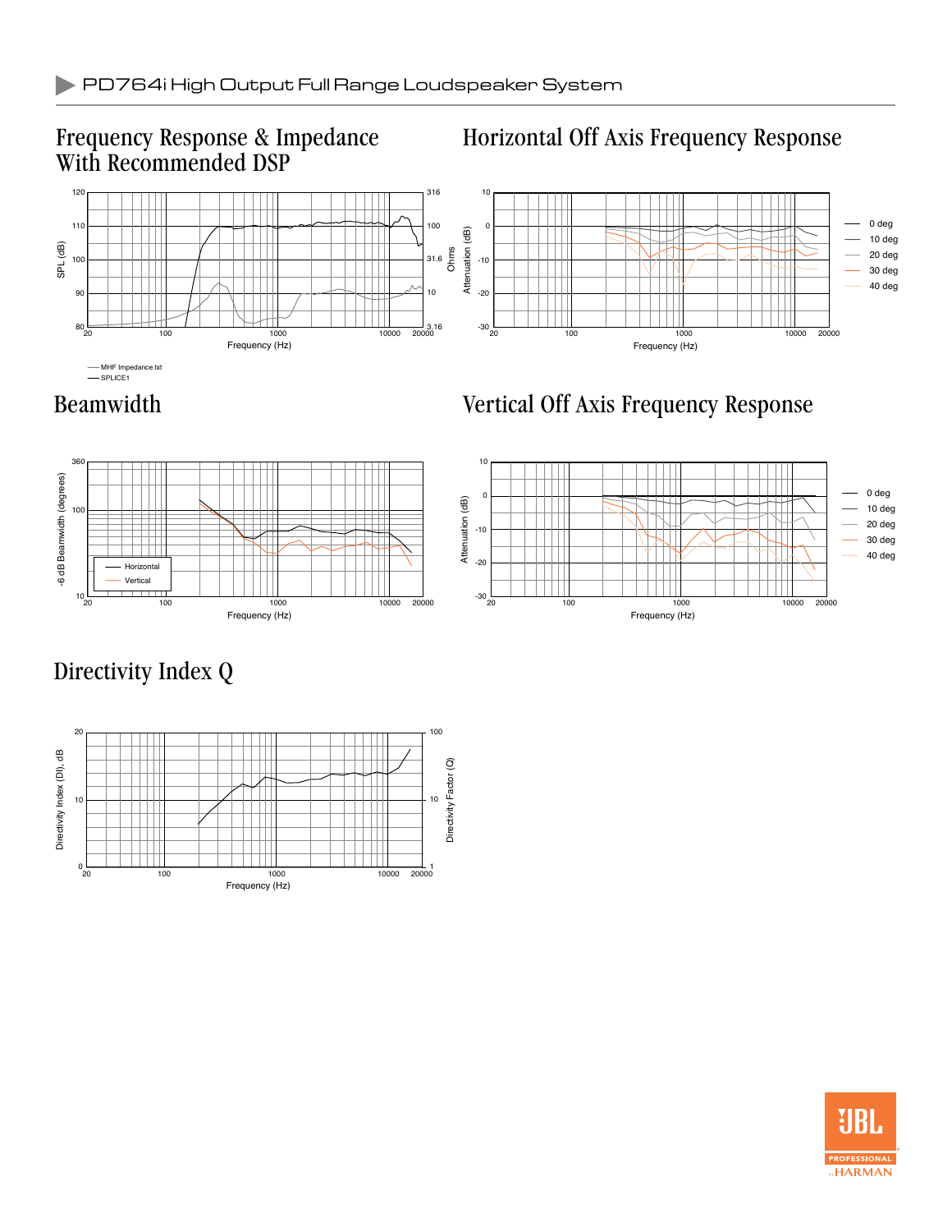## Frequency Response & Impedance With Recommended DSP

SPL (dB) / Ohms vs. Frequency (Hz)

— MHF Impedance.txt
— SPLICE1

## Horizontal Off Axis Frequency Response

Attenuation (dB) vs. Frequency (Hz)

0 deg, 10 deg, 20 deg, 30 deg, 40 deg

## Beamwidth

-6 dB Beamwidth (degrees) vs. Frequency (Hz)

Horizontal, Vertical

## Vertical Off Axis Frequency Response

Attenuation (dB) vs. Frequency (Hz)

0 deg, 10 deg, 20 deg, 30 deg, 40 deg

## Directivity Index Q

Directivity Index (DI), dB / Directivity Factor (Q) vs. Frequency (Hz)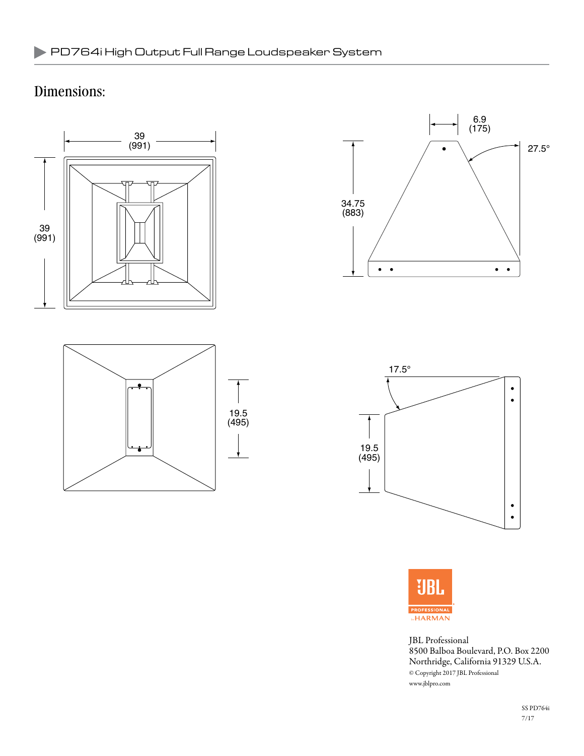## Dimensions:

39
(991)

39
(991)

6.9
(175)

27.5°

34.75
(883)

19.5
(495)

17.5°

19.5
(495)

JBL PROFESSIONAL by HARMAN

JBL Professional
8500 Balboa Boulevard, P.O. Box 2200
Northridge, California 91329 U.S.A.
© Copyright 2017 JBL Professional
www.jblpro.com

SS PD764i
7/17